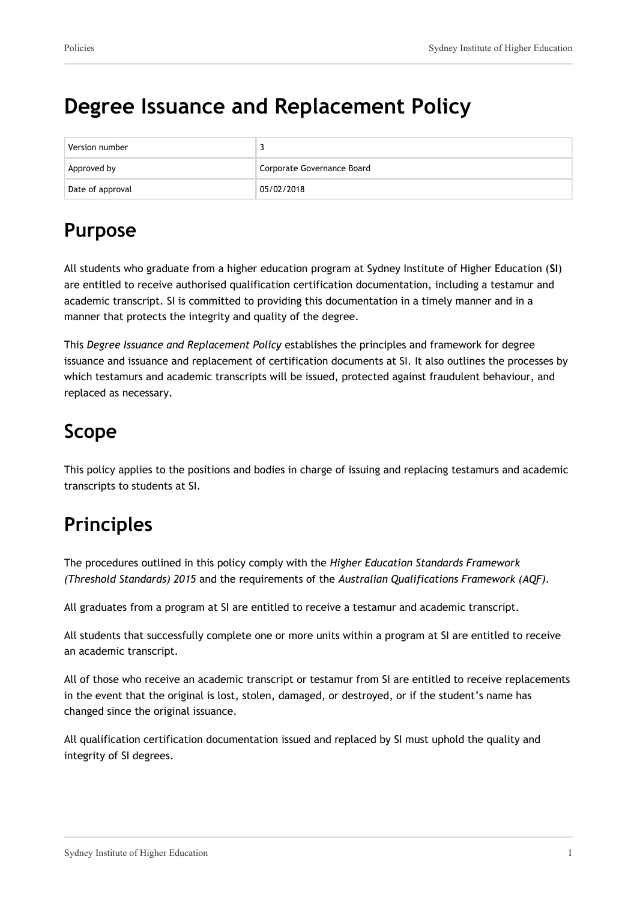# Degree Issuance and Replacement Policy

| Version number | 3 |
| --- | --- |
| Approved by | Corporate Governance Board |
| Date of approval | 05/02/2018 |

## Purpose

All students who graduate from a higher education program at Sydney Institute of Higher Education (**SI**) are entitled to receive authorised qualification certification documentation, including a testamur and academic transcript. SI is committed to providing this documentation in a timely manner and in a manner that protects the integrity and quality of the degree.

This *Degree Issuance and Replacement Policy* establishes the principles and framework for degree issuance and issuance and replacement of certification documents at SI. It also outlines the processes by which testamurs and academic transcripts will be issued, protected against fraudulent behaviour, and replaced as necessary.

## Scope

This policy applies to the positions and bodies in charge of issuing and replacing testamurs and academic transcripts to students at SI.

## Principles

The procedures outlined in this policy comply with the *Higher Education Standards Framework (Threshold Standards) 2015* and the requirements of the *Australian Qualifications Framework (AQF)*.

All graduates from a program at SI are entitled to receive a testamur and academic transcript.

All students that successfully complete one or more units within a program at SI are entitled to receive an academic transcript.

All of those who receive an academic transcript or testamur from SI are entitled to receive replacements in the event that the original is lost, stolen, damaged, or destroyed, or if the student's name has changed since the original issuance.

All qualification certification documentation issued and replaced by SI must uphold the quality and integrity of SI degrees.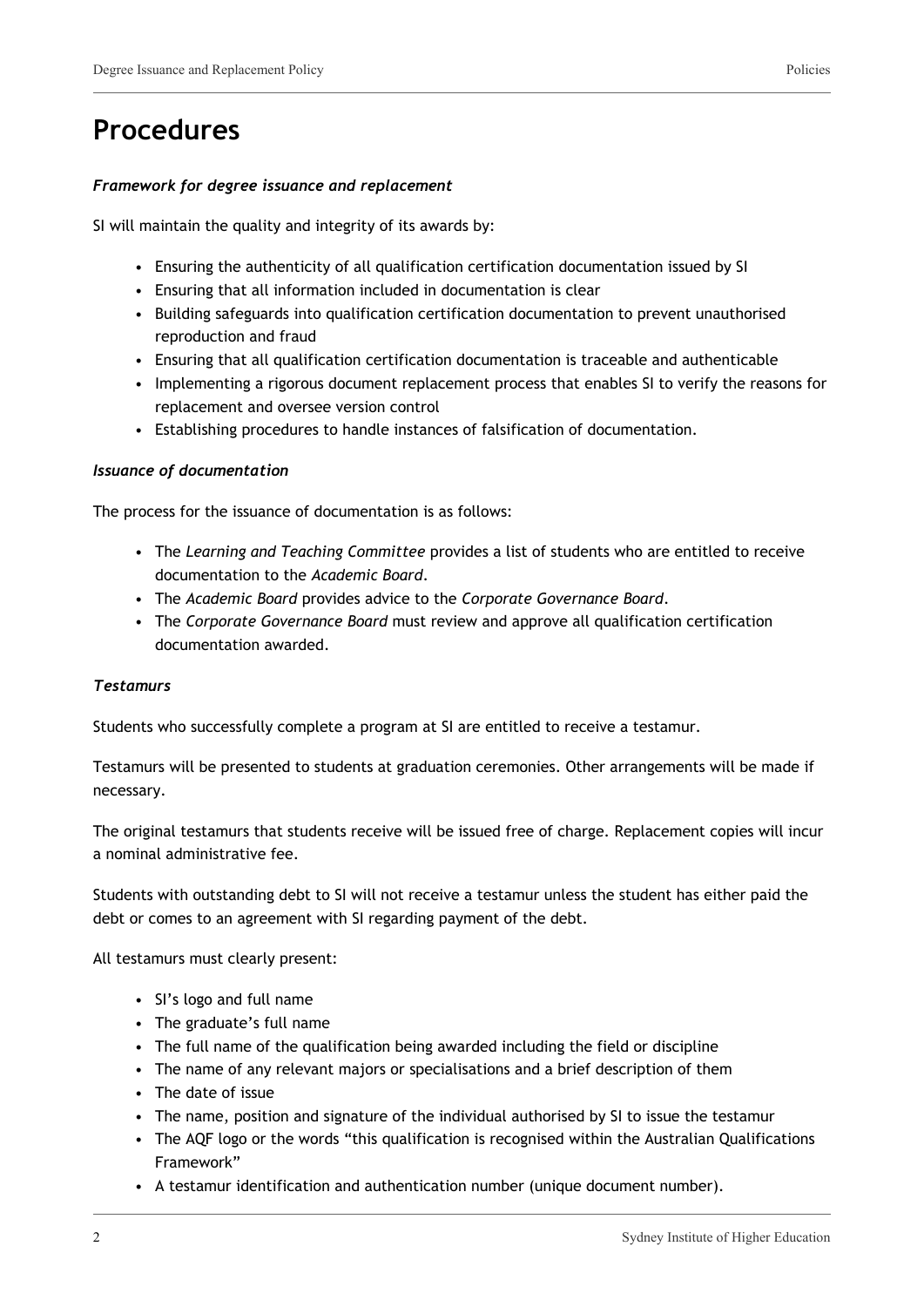# Procedures

***Framework for degree issuance and replacement***

SI will maintain the quality and integrity of its awards by:

- Ensuring the authenticity of all qualification certification documentation issued by SI
- Ensuring that all information included in documentation is clear
- Building safeguards into qualification certification documentation to prevent unauthorised reproduction and fraud
- Ensuring that all qualification certification documentation is traceable and authenticable
- Implementing a rigorous document replacement process that enables SI to verify the reasons for replacement and oversee version control
- Establishing procedures to handle instances of falsification of documentation.

***Issuance of documentation***

The process for the issuance of documentation is as follows:

- The *Learning and Teaching Committee* provides a list of students who are entitled to receive documentation to the *Academic Board*.
- The *Academic Board* provides advice to the *Corporate Governance Board*.
- The *Corporate Governance Board* must review and approve all qualification certification documentation awarded.

***Testamurs***

Students who successfully complete a program at SI are entitled to receive a testamur.

Testamurs will be presented to students at graduation ceremonies. Other arrangements will be made if necessary.

The original testamurs that students receive will be issued free of charge. Replacement copies will incur a nominal administrative fee.

Students with outstanding debt to SI will not receive a testamur unless the student has either paid the debt or comes to an agreement with SI regarding payment of the debt.

All testamurs must clearly present:

- SI's logo and full name
- The graduate's full name
- The full name of the qualification being awarded including the field or discipline
- The name of any relevant majors or specialisations and a brief description of them
- The date of issue
- The name, position and signature of the individual authorised by SI to issue the testamur
- The AQF logo or the words "this qualification is recognised within the Australian Qualifications Framework"
- A testamur identification and authentication number (unique document number).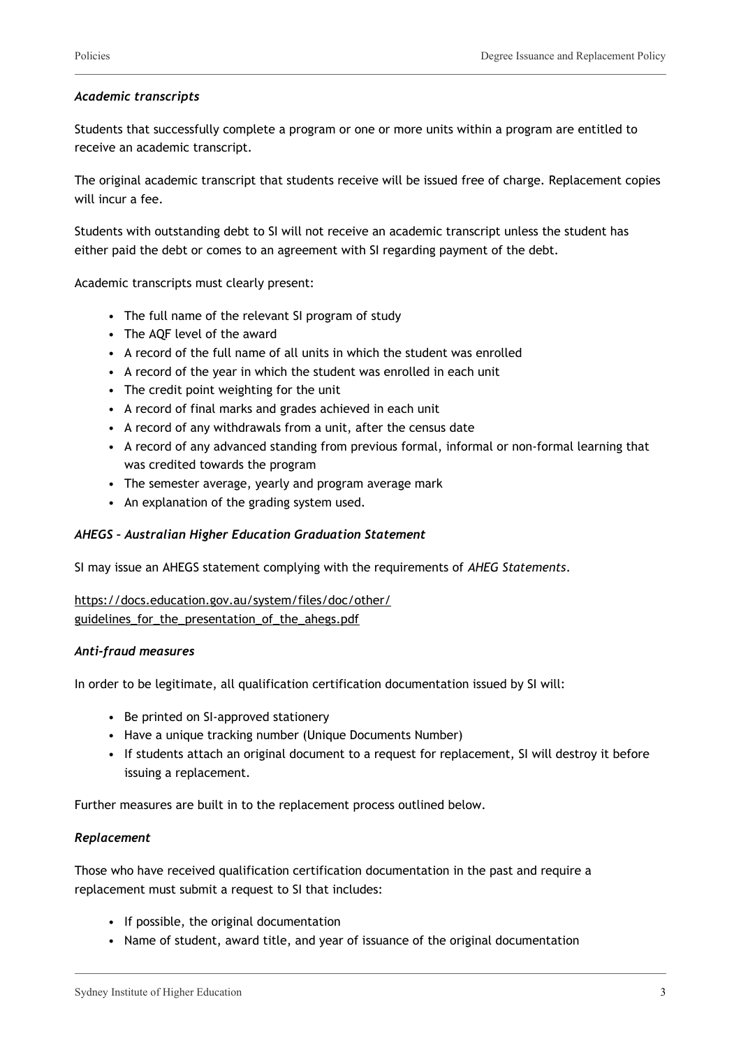### *Academic transcripts*

Students that successfully complete a program or one or more units within a program are entitled to receive an academic transcript.

The original academic transcript that students receive will be issued free of charge. Replacement copies will incur a fee.

Students with outstanding debt to SI will not receive an academic transcript unless the student has either paid the debt or comes to an agreement with SI regarding payment of the debt.

Academic transcripts must clearly present:

- The full name of the relevant SI program of study
- The AQF level of the award
- A record of the full name of all units in which the student was enrolled
- A record of the year in which the student was enrolled in each unit
- The credit point weighting for the unit
- A record of final marks and grades achieved in each unit
- A record of any withdrawals from a unit, after the census date
- A record of any advanced standing from previous formal, informal or non-formal learning that was credited towards the program
- The semester average, yearly and program average mark
- An explanation of the grading system used.

### *AHEGS – Australian Higher Education Graduation Statement*

SI may issue an AHEGS statement complying with the requirements of *AHEG Statements*.

https://docs.education.gov.au/system/files/doc/other/guidelines_for_the_presentation_of_the_ahegs.pdf

### *Anti-fraud measures*

In order to be legitimate, all qualification certification documentation issued by SI will:

- Be printed on SI-approved stationery
- Have a unique tracking number (Unique Documents Number)
- If students attach an original document to a request for replacement, SI will destroy it before issuing a replacement.

Further measures are built in to the replacement process outlined below.

### *Replacement*

Those who have received qualification certification documentation in the past and require a replacement must submit a request to SI that includes:

- If possible, the original documentation
- Name of student, award title, and year of issuance of the original documentation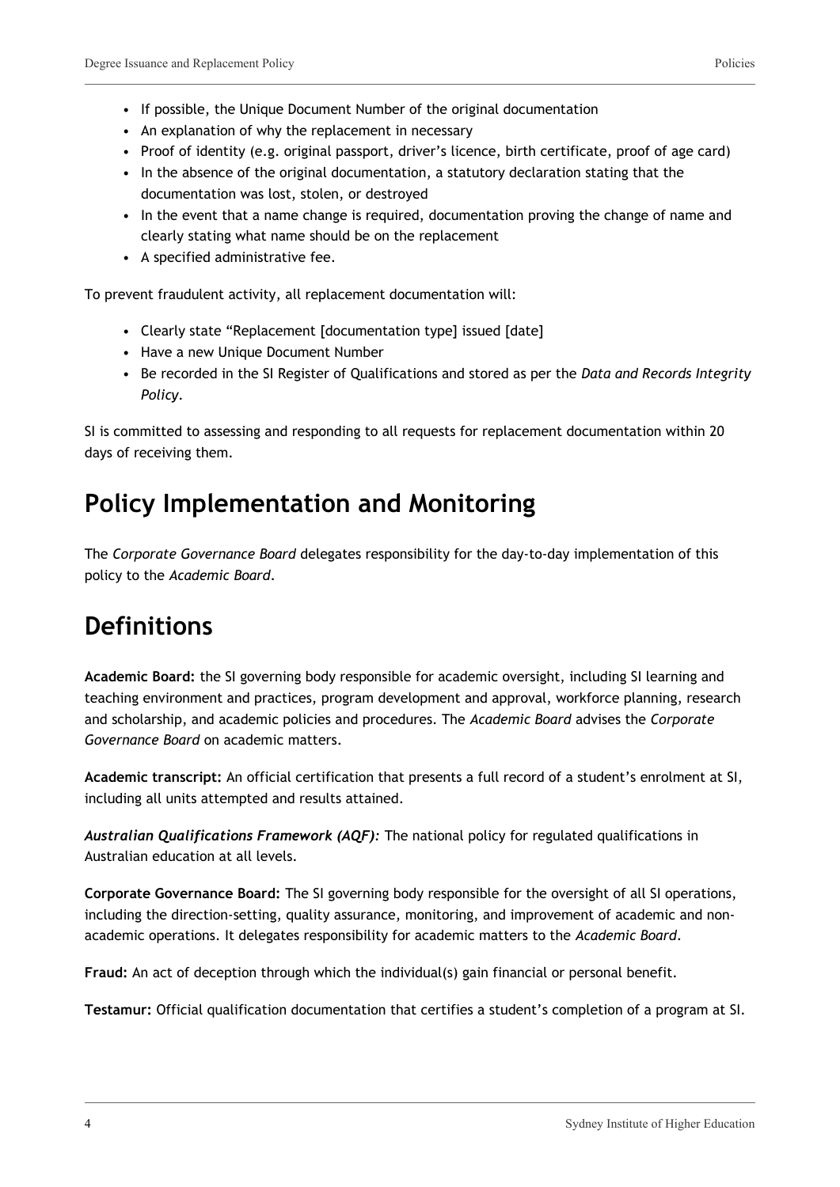- If possible, the Unique Document Number of the original documentation
- An explanation of why the replacement in necessary
- Proof of identity (e.g. original passport, driver's licence, birth certificate, proof of age card)
- In the absence of the original documentation, a statutory declaration stating that the documentation was lost, stolen, or destroyed
- In the event that a name change is required, documentation proving the change of name and clearly stating what name should be on the replacement
- A specified administrative fee.

To prevent fraudulent activity, all replacement documentation will:

- Clearly state "Replacement [documentation type] issued [date]
- Have a new Unique Document Number
- Be recorded in the SI Register of Qualifications and stored as per the *Data and Records Integrity Policy*.

SI is committed to assessing and responding to all requests for replacement documentation within 20 days of receiving them.

# Policy Implementation and Monitoring

The *Corporate Governance Board* delegates responsibility for the day-to-day implementation of this policy to the *Academic Board*.

# Definitions

**Academic Board:** the SI governing body responsible for academic oversight, including SI learning and teaching environment and practices, program development and approval, workforce planning, research and scholarship, and academic policies and procedures. The *Academic Board* advises the *Corporate Governance Board* on academic matters.

**Academic transcript:** An official certification that presents a full record of a student's enrolment at SI, including all units attempted and results attained.

***Australian Qualifications Framework (AQF):*** The national policy for regulated qualifications in Australian education at all levels.

**Corporate Governance Board:** The SI governing body responsible for the oversight of all SI operations, including the direction-setting, quality assurance, monitoring, and improvement of academic and non-academic operations. It delegates responsibility for academic matters to the *Academic Board*.

**Fraud:** An act of deception through which the individual(s) gain financial or personal benefit.

**Testamur:** Official qualification documentation that certifies a student's completion of a program at SI.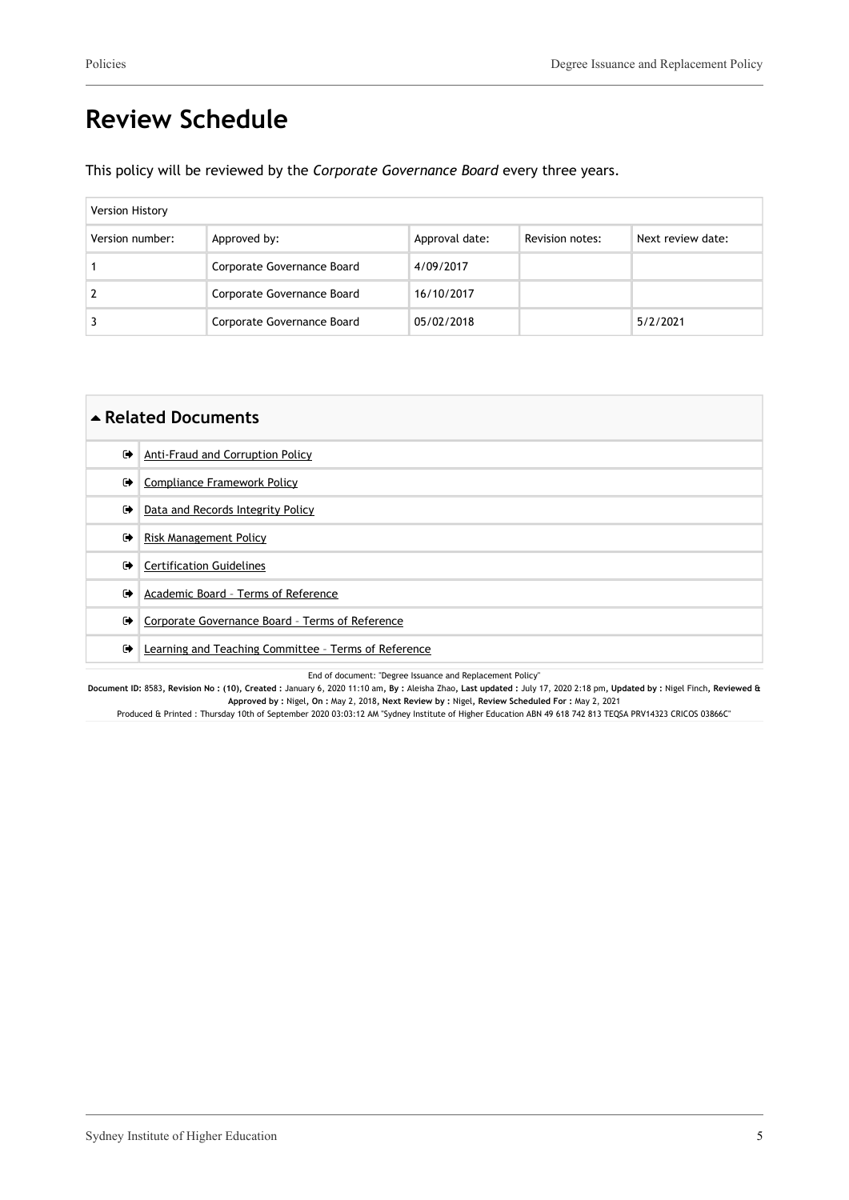## Review Schedule

This policy will be reviewed by the *Corporate Governance Board* every three years.

| Version History | | | | |
|---|---|---|---|---|
| Version number: | Approved by: | Approval date: | Revision notes: | Next review date: |
| 1 | Corporate Governance Board | 4/09/2017 | | |
| 2 | Corporate Governance Board | 16/10/2017 | | |
| 3 | Corporate Governance Board | 05/02/2018 | | 5/2/2021 |

## ▲ Related Documents

- Anti-Fraud and Corruption Policy
- Compliance Framework Policy
- Data and Records Integrity Policy
- Risk Management Policy
- Certification Guidelines
- Academic Board – Terms of Reference
- Corporate Governance Board – Terms of Reference
- Learning and Teaching Committee – Terms of Reference

End of document: "Degree Issuance and Replacement Policy"

**Document ID:** 8583, **Revision No : (10), Created :** January 6, 2020 11:10 am, **By :** Aleisha Zhao, **Last updated :** July 17, 2020 2:18 pm, **Updated by :** Nigel Finch, **Reviewed & Approved by :** Nigel, **On :** May 2, 2018, **Next Review by :** Nigel, **Review Scheduled For :** May 2, 2021

Produced & Printed : Thursday 10th of September 2020 03:03:12 AM "Sydney Institute of Higher Education ABN 49 618 742 813 TEQSA PRV14323 CRICOS 03866C"